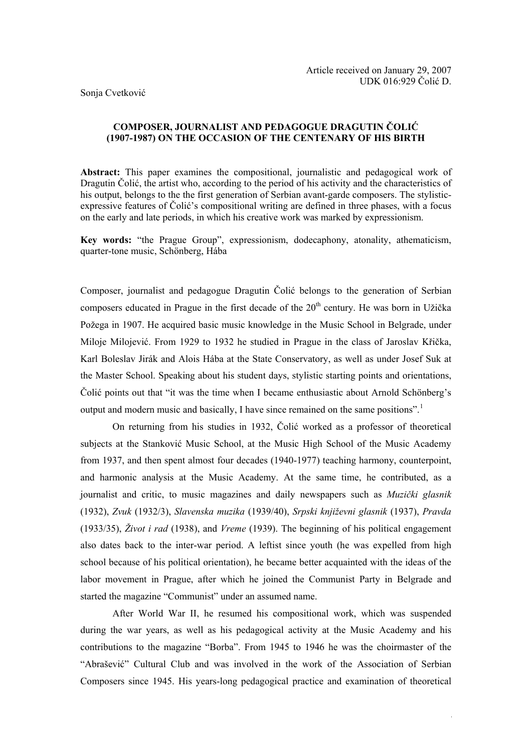Article received on January 29, 2007
UDK 016:929 Čolić D.

Sonja Cvetković

# COMPOSER, JOURNALIST AND PEDAGOGUE DRAGUTIN ČOLIĆ (1907-1987) ON THE OCCASION OF THE CENTENARY OF HIS BIRTH

**Abstract:** This paper examines the compositional, journalistic and pedagogical work of Dragutin Čolić, the artist who, according to the period of his activity and the characteristics of his output, belongs to the the first generation of Serbian avant-garde composers. The stylistic-expressive features of Čolić's compositional writing are defined in three phases, with a focus on the early and late periods, in which his creative work was marked by expressionism.

**Key words:** "the Prague Group", expressionism, dodecaphony, atonality, athematicism, quarter-tone music, Schönberg, Hába

Composer, journalist and pedagogue Dragutin Čolić belongs to the generation of Serbian composers educated in Prague in the first decade of the 20th century. He was born in Užička Požega in 1907. He acquired basic music knowledge in the Music School in Belgrade, under Miloje Milojević. From 1929 to 1932 he studied in Prague in the class of Jaroslav Křička, Karl Boleslav Jirák and Alois Hába at the State Conservatory, as well as under Josef Suk at the Master School. Speaking about his student days, stylistic starting points and orientations, Čolić points out that "it was the time when I became enthusiastic about Arnold Schönberg's output and modern music and basically, I have since remained on the same positions".[1]

On returning from his studies in 1932, Čolić worked as a professor of theoretical subjects at the Stanković Music School, at the Music High School of the Music Academy from 1937, and then spent almost four decades (1940-1977) teaching harmony, counterpoint, and harmonic analysis at the Music Academy. At the same time, he contributed, as a journalist and critic, to music magazines and daily newspapers such as *Muzički glasnik* (1932), *Zvuk* (1932/3), *Slavenska muzika* (1939/40), *Srpski književni glasnik* (1937), *Pravda* (1933/35), *Život i rad* (1938), and *Vreme* (1939). The beginning of his political engagement also dates back to the inter-war period. A leftist since youth (he was expelled from high school because of his political orientation), he became better acquainted with the ideas of the labor movement in Prague, after which he joined the Communist Party in Belgrade and started the magazine "Communist" under an assumed name.

After World War II, he resumed his compositional work, which was suspended during the war years, as well as his pedagogical activity at the Music Academy and his contributions to the magazine "Borba". From 1945 to 1946 he was the choirmaster of the "Abrašević" Cultural Club and was involved in the work of the Association of Serbian Composers since 1945. His years-long pedagogical practice and examination of theoretical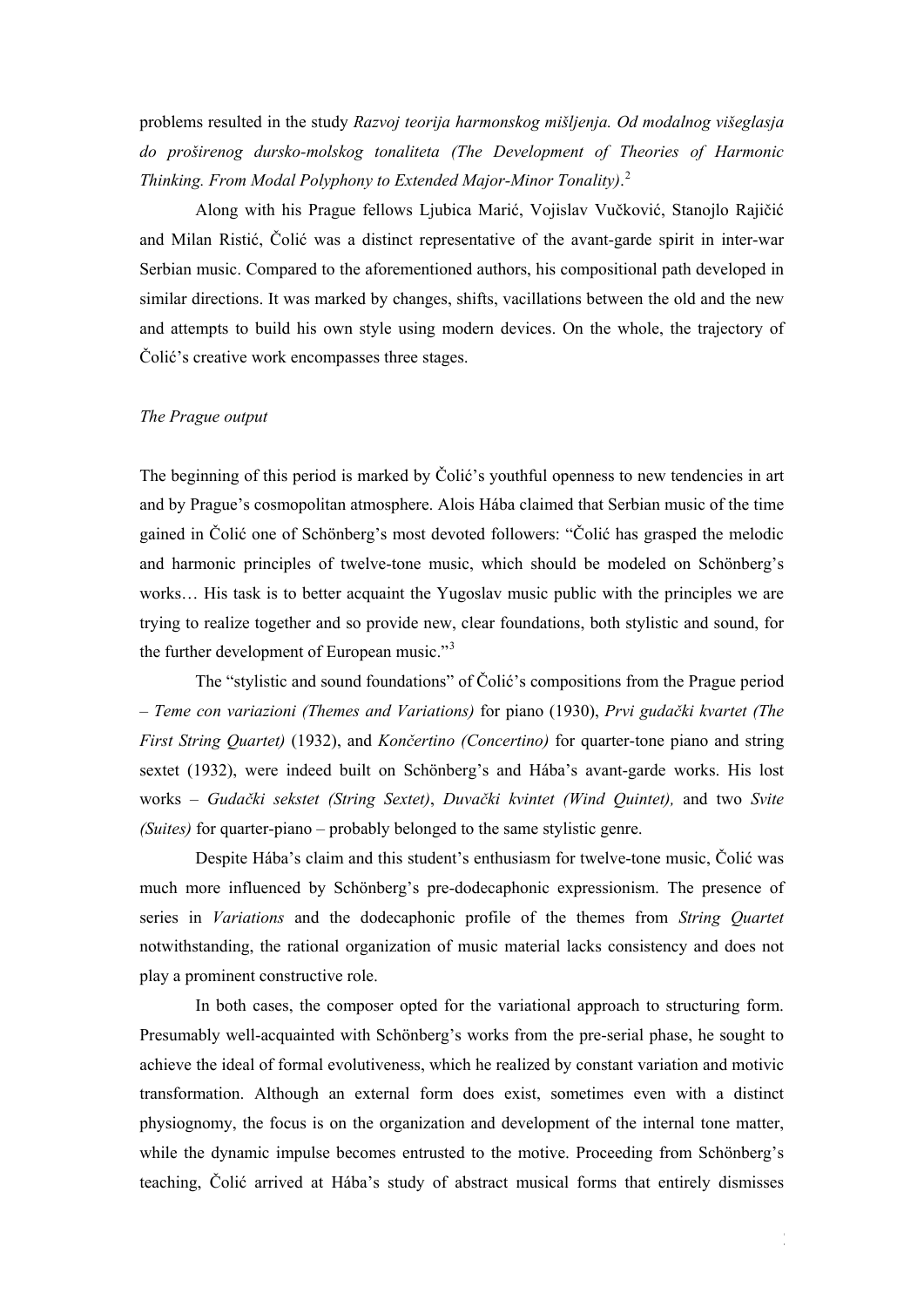problems resulted in the study *Razvoj teorija harmonskog mišljenja. Od modalnog višeglasja do proširenog dursko-molskog tonaliteta (The Development of Theories of Harmonic Thinking. From Modal Polyphony to Extended Major-Minor Tonality)*.[2]

Along with his Prague fellows Ljubica Marić, Vojislav Vučković, Stanojlo Rajičić and Milan Ristić, Čolić was a distinct representative of the avant-garde spirit in inter-war Serbian music. Compared to the aforementioned authors, his compositional path developed in similar directions. It was marked by changes, shifts, vacillations between the old and the new and attempts to build his own style using modern devices. On the whole, the trajectory of Čolić's creative work encompasses three stages.

*The Prague output*

The beginning of this period is marked by Čolić's youthful openness to new tendencies in art and by Prague's cosmopolitan atmosphere. Alois Hába claimed that Serbian music of the time gained in Čolić one of Schönberg's most devoted followers: "Čolić has grasped the melodic and harmonic principles of twelve-tone music, which should be modeled on Schönberg's works… His task is to better acquaint the Yugoslav music public with the principles we are trying to realize together and so provide new, clear foundations, both stylistic and sound, for the further development of European music."[3]

The "stylistic and sound foundations" of Čolić's compositions from the Prague period – *Teme con variazioni (Themes and Variations)* for piano (1930), *Prvi gudački kvartet (The First String Quartet)* (1932), and *Končertino (Concertino)* for quarter-tone piano and string sextet (1932), were indeed built on Schönberg's and Hába's avant-garde works. His lost works – *Gudački sekstet (String Sextet)*, *Duvački kvintet (Wind Quintet),* and two *Svite (Suites)* for quarter-piano – probably belonged to the same stylistic genre.

Despite Hába's claim and this student's enthusiasm for twelve-tone music, Čolić was much more influenced by Schönberg's pre-dodecaphonic expressionism. The presence of series in *Variations* and the dodecaphonic profile of the themes from *String Quartet* notwithstanding, the rational organization of music material lacks consistency and does not play a prominent constructive role.

In both cases, the composer opted for the variational approach to structuring form. Presumably well-acquainted with Schönberg's works from the pre-serial phase, he sought to achieve the ideal of formal evolutiveness, which he realized by constant variation and motivic transformation. Although an external form does exist, sometimes even with a distinct physiognomy, the focus is on the organization and development of the internal tone matter, while the dynamic impulse becomes entrusted to the motive. Proceeding from Schönberg's teaching, Čolić arrived at Hába's study of abstract musical forms that entirely dismisses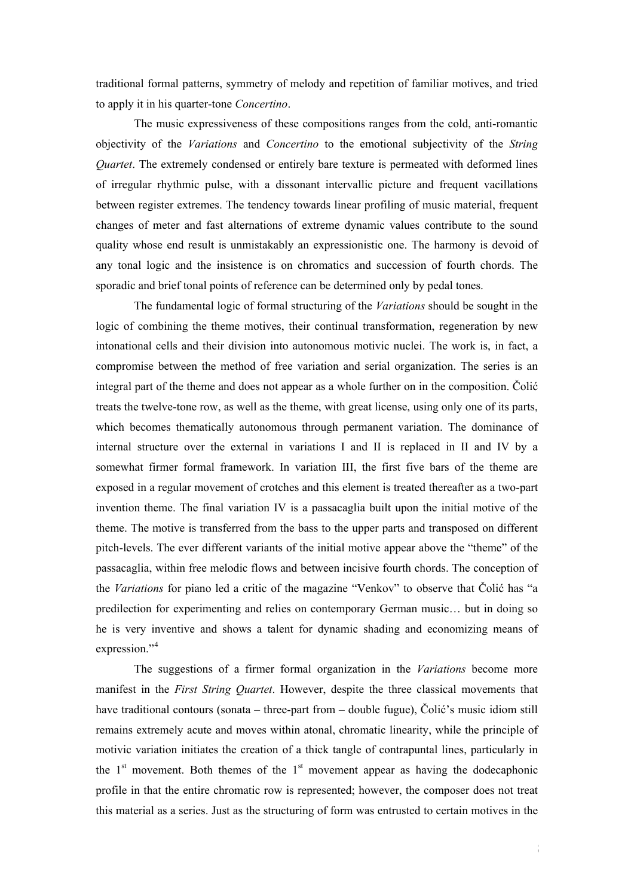traditional formal patterns, symmetry of melody and repetition of familiar motives, and tried to apply it in his quarter-tone *Concertino*.

The music expressiveness of these compositions ranges from the cold, anti-romantic objectivity of the *Variations* and *Concertino* to the emotional subjectivity of the *String Quartet*. The extremely condensed or entirely bare texture is permeated with deformed lines of irregular rhythmic pulse, with a dissonant intervallic picture and frequent vacillations between register extremes. The tendency towards linear profiling of music material, frequent changes of meter and fast alternations of extreme dynamic values contribute to the sound quality whose end result is unmistakably an expressionistic one. The harmony is devoid of any tonal logic and the insistence is on chromatics and succession of fourth chords. The sporadic and brief tonal points of reference can be determined only by pedal tones.

The fundamental logic of formal structuring of the *Variations* should be sought in the logic of combining the theme motives, their continual transformation, regeneration by new intonational cells and their division into autonomous motivic nuclei. The work is, in fact, a compromise between the method of free variation and serial organization. The series is an integral part of the theme and does not appear as a whole further on in the composition. Čolić treats the twelve-tone row, as well as the theme, with great license, using only one of its parts, which becomes thematically autonomous through permanent variation. The dominance of internal structure over the external in variations I and II is replaced in II and IV by a somewhat firmer formal framework. In variation III, the first five bars of the theme are exposed in a regular movement of crotches and this element is treated thereafter as a two-part invention theme. The final variation IV is a passacaglia built upon the initial motive of the theme. The motive is transferred from the bass to the upper parts and transposed on different pitch-levels. The ever different variants of the initial motive appear above the "theme" of the passacaglia, within free melodic flows and between incisive fourth chords. The conception of the *Variations* for piano led a critic of the magazine "Venkov" to observe that Čolić has "a predilection for experimenting and relies on contemporary German music… but in doing so he is very inventive and shows a talent for dynamic shading and economizing means of expression."[4]

The suggestions of a firmer formal organization in the *Variations* become more manifest in the *First String Quartet*. However, despite the three classical movements that have traditional contours (sonata – three-part from – double fugue), Čolić's music idiom still remains extremely acute and moves within atonal, chromatic linearity, while the principle of motivic variation initiates the creation of a thick tangle of contrapuntal lines, particularly in the 1st movement. Both themes of the 1st movement appear as having the dodecaphonic profile in that the entire chromatic row is represented; however, the composer does not treat this material as a series. Just as the structuring of form was entrusted to certain motives in the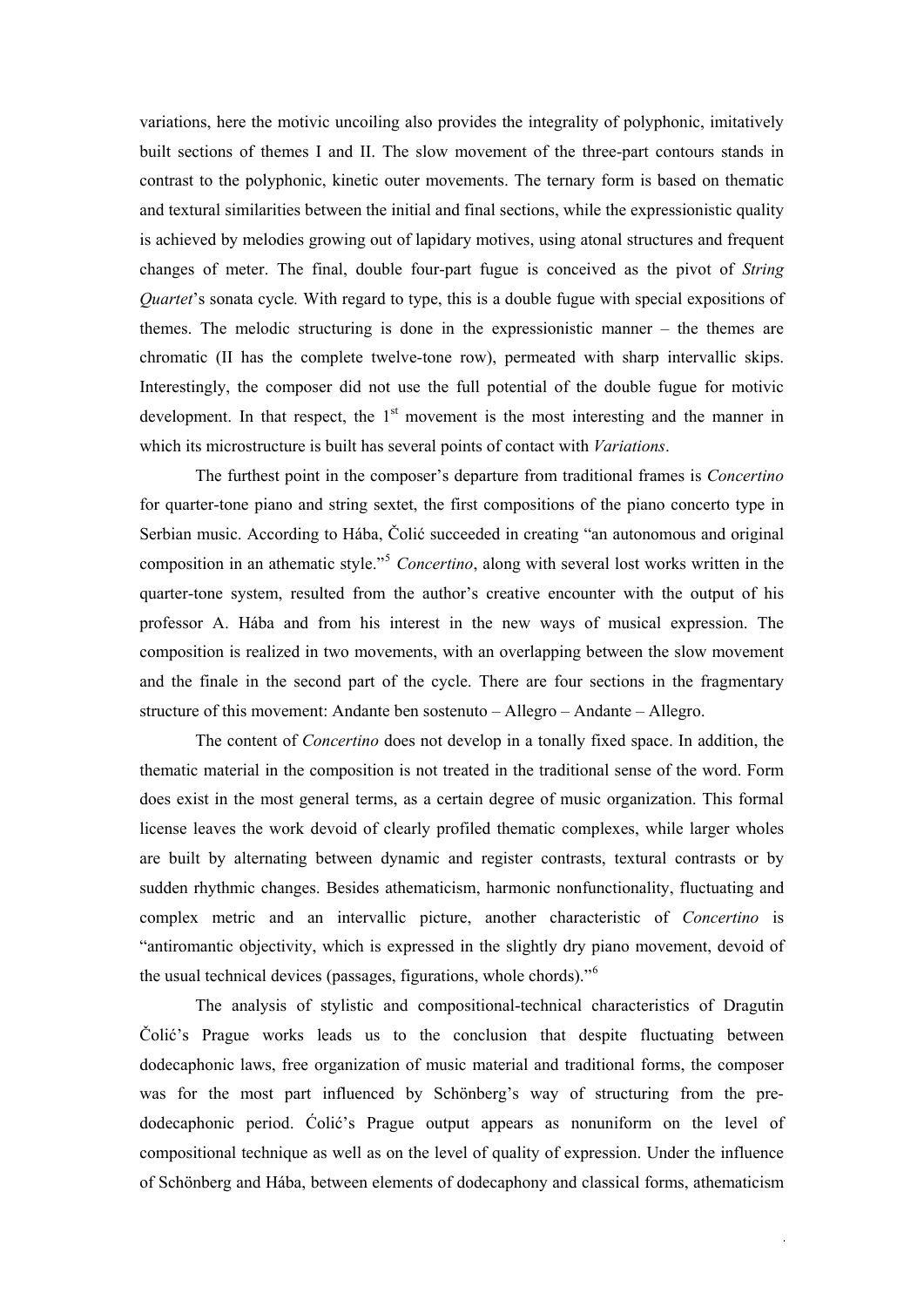variations, here the motivic uncoiling also provides the integrality of polyphonic, imitatively built sections of themes I and II. The slow movement of the three-part contours stands in contrast to the polyphonic, kinetic outer movements. The ternary form is based on thematic and textural similarities between the initial and final sections, while the expressionistic quality is achieved by melodies growing out of lapidary motives, using atonal structures and frequent changes of meter. The final, double four-part fugue is conceived as the pivot of *String Quartet*'s sonata cycle*.* With regard to type, this is a double fugue with special expositions of themes. The melodic structuring is done in the expressionistic manner – the themes are chromatic (II has the complete twelve-tone row), permeated with sharp intervallic skips. Interestingly, the composer did not use the full potential of the double fugue for motivic development. In that respect, the 1st movement is the most interesting and the manner in which its microstructure is built has several points of contact with *Variations*.

The furthest point in the composer's departure from traditional frames is *Concertino* for quarter-tone piano and string sextet, the first compositions of the piano concerto type in Serbian music. According to Hába, Čolić succeeded in creating "an autonomous and original composition in an athematic style."[5] *Concertino*, along with several lost works written in the quarter-tone system, resulted from the author's creative encounter with the output of his professor A. Hába and from his interest in the new ways of musical expression. The composition is realized in two movements, with an overlapping between the slow movement and the finale in the second part of the cycle. There are four sections in the fragmentary structure of this movement: Andante ben sostenuto – Allegro – Andante – Allegro.

The content of *Concertino* does not develop in a tonally fixed space. In addition, the thematic material in the composition is not treated in the traditional sense of the word. Form does exist in the most general terms, as a certain degree of music organization. This formal license leaves the work devoid of clearly profiled thematic complexes, while larger wholes are built by alternating between dynamic and register contrasts, textural contrasts or by sudden rhythmic changes. Besides athematicism, harmonic nonfunctionality, fluctuating and complex metric and an intervallic picture, another characteristic of *Concertino* is "antiromantic objectivity, which is expressed in the slightly dry piano movement, devoid of the usual technical devices (passages, figurations, whole chords)."[6]

The analysis of stylistic and compositional-technical characteristics of Dragutin Čolić's Prague works leads us to the conclusion that despite fluctuating between dodecaphonic laws, free organization of music material and traditional forms, the composer was for the most part influenced by Schönberg's way of structuring from the pre-dodecaphonic period. Ćolić's Prague output appears as nonuniform on the level of compositional technique as well as on the level of quality of expression. Under the influence of Schönberg and Hába, between elements of dodecaphony and classical forms, athematicism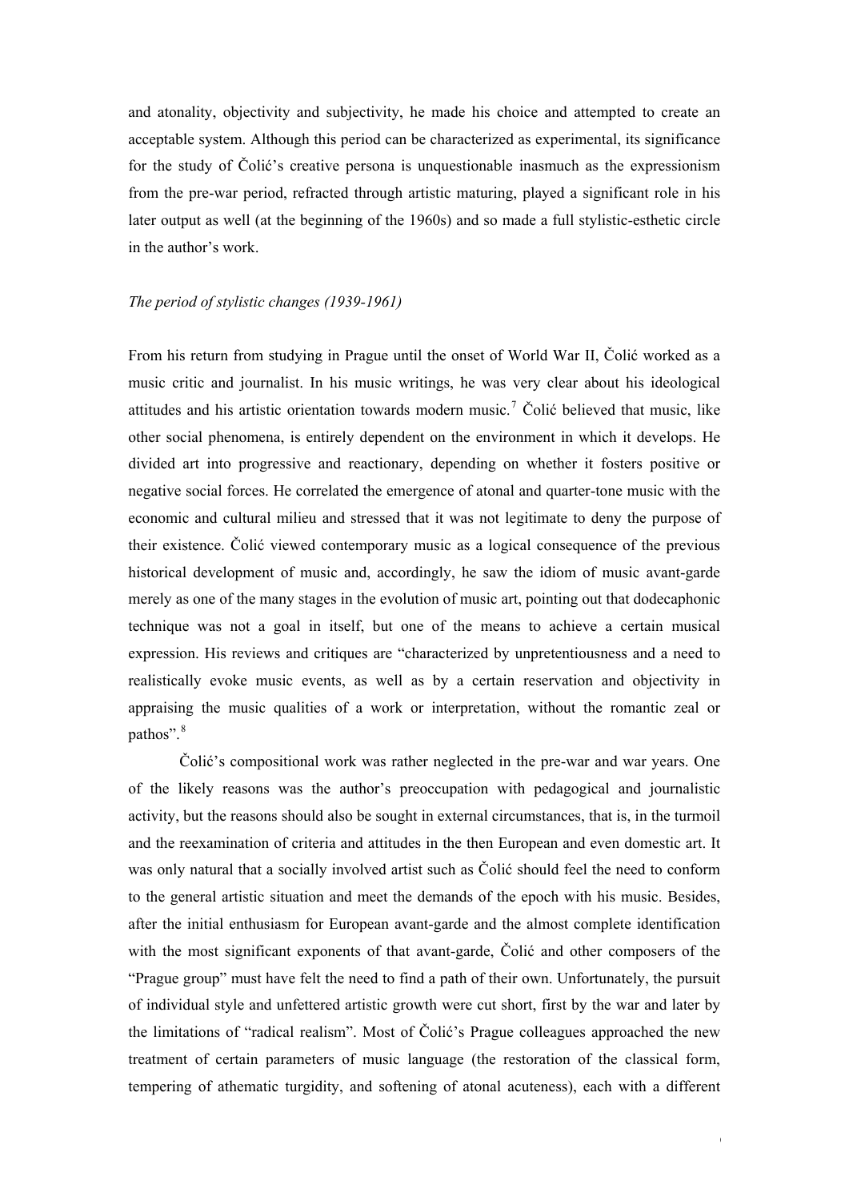and atonality, objectivity and subjectivity, he made his choice and attempted to create an acceptable system. Although this period can be characterized as experimental, its significance for the study of Čolić's creative persona is unquestionable inasmuch as the expressionism from the pre-war period, refracted through artistic maturing, played a significant role in his later output as well (at the beginning of the 1960s) and so made a full stylistic-esthetic circle in the author's work.

*The period of stylistic changes (1939-1961)*

From his return from studying in Prague until the onset of World War II, Čolić worked as a music critic and journalist. In his music writings, he was very clear about his ideological attitudes and his artistic orientation towards modern music.[7] Čolić believed that music, like other social phenomena, is entirely dependent on the environment in which it develops. He divided art into progressive and reactionary, depending on whether it fosters positive or negative social forces. He correlated the emergence of atonal and quarter-tone music with the economic and cultural milieu and stressed that it was not legitimate to deny the purpose of their existence. Čolić viewed contemporary music as a logical consequence of the previous historical development of music and, accordingly, he saw the idiom of music avant-garde merely as one of the many stages in the evolution of music art, pointing out that dodecaphonic technique was not a goal in itself, but one of the means to achieve a certain musical expression. His reviews and critiques are "characterized by unpretentiousness and a need to realistically evoke music events, as well as by a certain reservation and objectivity in appraising the music qualities of a work or interpretation, without the romantic zeal or pathos".[8]

Čolić's compositional work was rather neglected in the pre-war and war years. One of the likely reasons was the author's preoccupation with pedagogical and journalistic activity, but the reasons should also be sought in external circumstances, that is, in the turmoil and the reexamination of criteria and attitudes in the then European and even domestic art. It was only natural that a socially involved artist such as Čolić should feel the need to conform to the general artistic situation and meet the demands of the epoch with his music. Besides, after the initial enthusiasm for European avant-garde and the almost complete identification with the most significant exponents of that avant-garde, Čolić and other composers of the "Prague group" must have felt the need to find a path of their own. Unfortunately, the pursuit of individual style and unfettered artistic growth were cut short, first by the war and later by the limitations of "radical realism". Most of Čolić's Prague colleagues approached the new treatment of certain parameters of music language (the restoration of the classical form, tempering of athematic turgidity, and softening of atonal acuteness), each with a different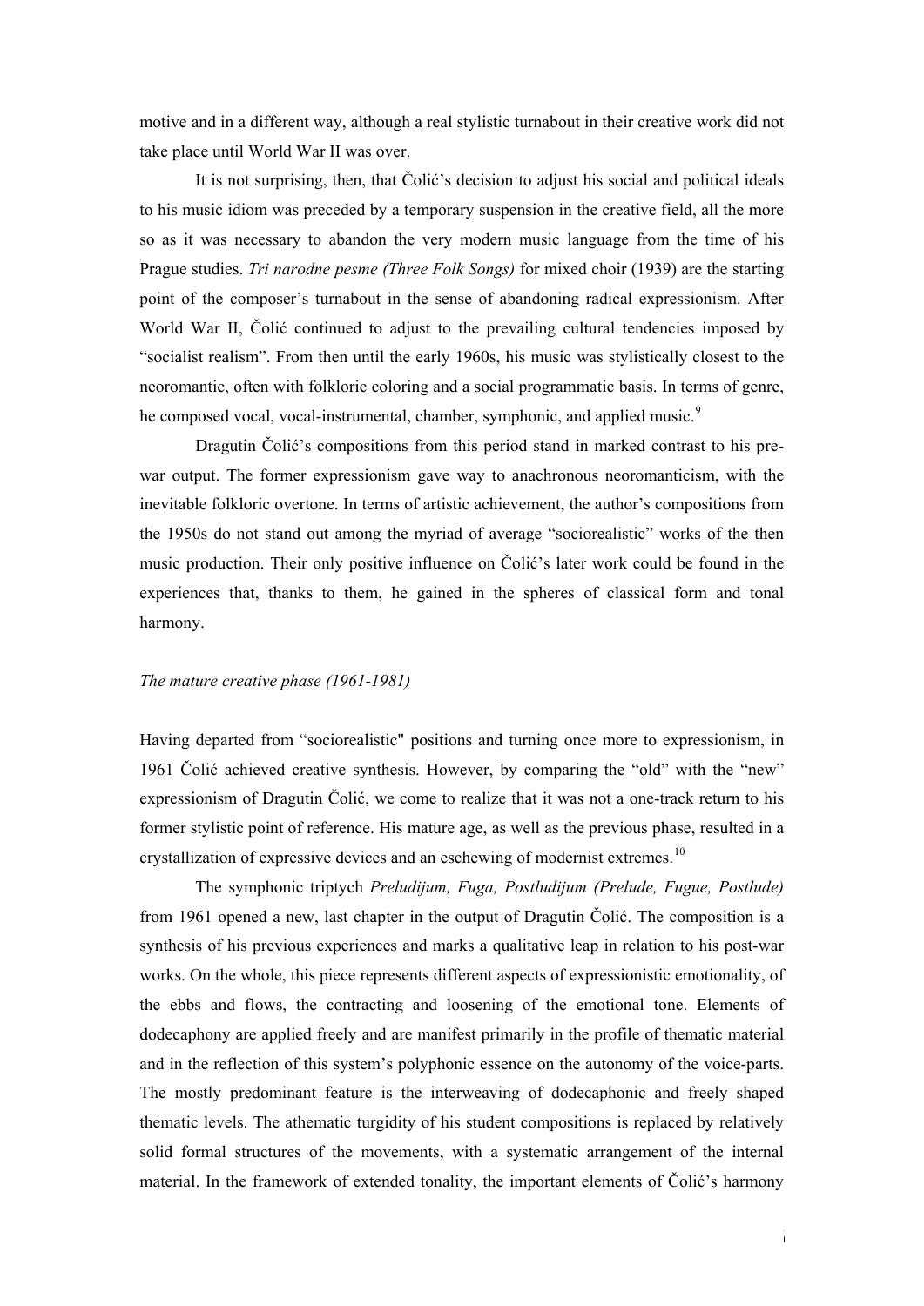motive and in a different way, although a real stylistic turnabout in their creative work did not take place until World War II was over.

It is not surprising, then, that Čolić's decision to adjust his social and political ideals to his music idiom was preceded by a temporary suspension in the creative field, all the more so as it was necessary to abandon the very modern music language from the time of his Prague studies. *Tri narodne pesme (Three Folk Songs)* for mixed choir (1939) are the starting point of the composer's turnabout in the sense of abandoning radical expressionism. After World War II, Čolić continued to adjust to the prevailing cultural tendencies imposed by "socialist realism". From then until the early 1960s, his music was stylistically closest to the neoromantic, often with folkloric coloring and a social programmatic basis. In terms of genre, he composed vocal, vocal-instrumental, chamber, symphonic, and applied music.[9]

Dragutin Čolić's compositions from this period stand in marked contrast to his pre-war output. The former expressionism gave way to anachronous neoromanticism, with the inevitable folkloric overtone. In terms of artistic achievement, the author's compositions from the 1950s do not stand out among the myriad of average "sociorealistic" works of the then music production. Their only positive influence on Čolić's later work could be found in the experiences that, thanks to them, he gained in the spheres of classical form and tonal harmony.

*The mature creative phase (1961-1981)*

Having departed from "sociorealistic" positions and turning once more to expressionism, in 1961 Čolić achieved creative synthesis. However, by comparing the "old" with the "new" expressionism of Dragutin Čolić, we come to realize that it was not a one-track return to his former stylistic point of reference. His mature age, as well as the previous phase, resulted in a crystallization of expressive devices and an eschewing of modernist extremes.[10]

The symphonic triptych *Preludijum, Fuga, Postludijum (Prelude, Fugue, Postlude)* from 1961 opened a new, last chapter in the output of Dragutin Čolić. The composition is a synthesis of his previous experiences and marks a qualitative leap in relation to his post-war works. On the whole, this piece represents different aspects of expressionistic emotionality, of the ebbs and flows, the contracting and loosening of the emotional tone. Elements of dodecaphony are applied freely and are manifest primarily in the profile of thematic material and in the reflection of this system's polyphonic essence on the autonomy of the voice-parts. The mostly predominant feature is the interweaving of dodecaphonic and freely shaped thematic levels. The athematic turgidity of his student compositions is replaced by relatively solid formal structures of the movements, with a systematic arrangement of the internal material. In the framework of extended tonality, the important elements of Čolić's harmony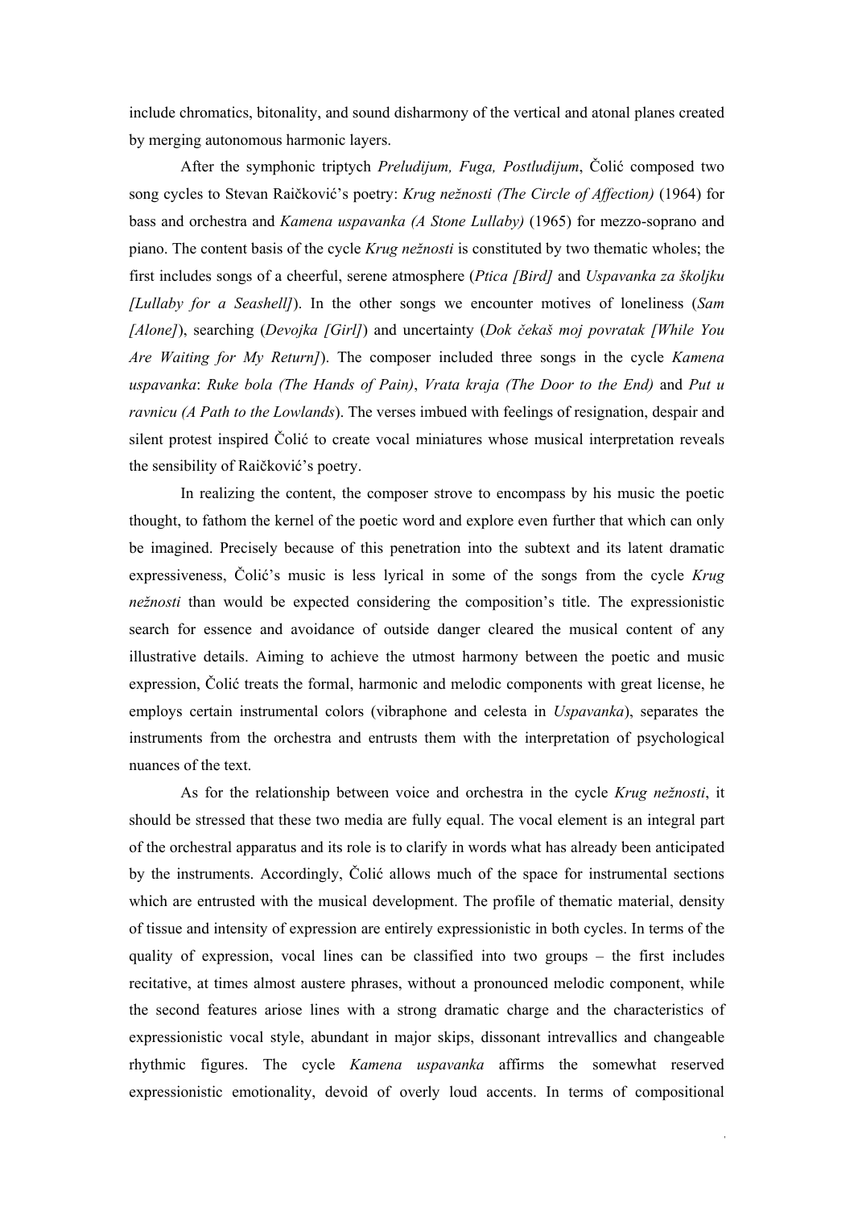include chromatics, bitonality, and sound disharmony of the vertical and atonal planes created by merging autonomous harmonic layers.

After the symphonic triptych *Preludijum, Fuga, Postludijum*, Čolić composed two song cycles to Stevan Raičković's poetry: *Krug nežnosti (The Circle of Affection)* (1964) for bass and orchestra and *Kamena uspavanka (A Stone Lullaby)* (1965) for mezzo-soprano and piano. The content basis of the cycle *Krug nežnosti* is constituted by two thematic wholes; the first includes songs of a cheerful, serene atmosphere (*Ptica [Bird]* and *Uspavanka za školjku [Lullaby for a Seashell]*). In the other songs we encounter motives of loneliness (*Sam [Alone]*), searching (*Devojka [Girl]*) and uncertainty (*Dok čekaš moj povratak [While You Are Waiting for My Return]*). The composer included three songs in the cycle *Kamena uspavanka*: *Ruke bola (The Hands of Pain)*, *Vrata kraja (The Door to the End)* and *Put u ravnicu (A Path to the Lowlands)*. The verses imbued with feelings of resignation, despair and silent protest inspired Čolić to create vocal miniatures whose musical interpretation reveals the sensibility of Raičković's poetry.

In realizing the content, the composer strove to encompass by his music the poetic thought, to fathom the kernel of the poetic word and explore even further that which can only be imagined. Precisely because of this penetration into the subtext and its latent dramatic expressiveness, Čolić's music is less lyrical in some of the songs from the cycle *Krug nežnosti* than would be expected considering the composition's title. The expressionistic search for essence and avoidance of outside danger cleared the musical content of any illustrative details. Aiming to achieve the utmost harmony between the poetic and music expression, Čolić treats the formal, harmonic and melodic components with great license, he employs certain instrumental colors (vibraphone and celesta in *Uspavanka*), separates the instruments from the orchestra and entrusts them with the interpretation of psychological nuances of the text.

As for the relationship between voice and orchestra in the cycle *Krug nežnosti*, it should be stressed that these two media are fully equal. The vocal element is an integral part of the orchestral apparatus and its role is to clarify in words what has already been anticipated by the instruments. Accordingly, Čolić allows much of the space for instrumental sections which are entrusted with the musical development. The profile of thematic material, density of tissue and intensity of expression are entirely expressionistic in both cycles. In terms of the quality of expression, vocal lines can be classified into two groups – the first includes recitative, at times almost austere phrases, without a pronounced melodic component, while the second features ariose lines with a strong dramatic charge and the characteristics of expressionistic vocal style, abundant in major skips, dissonant intrevallics and changeable rhythmic figures. The cycle *Kamena uspavanka* affirms the somewhat reserved expressionistic emotionality, devoid of overly loud accents. In terms of compositional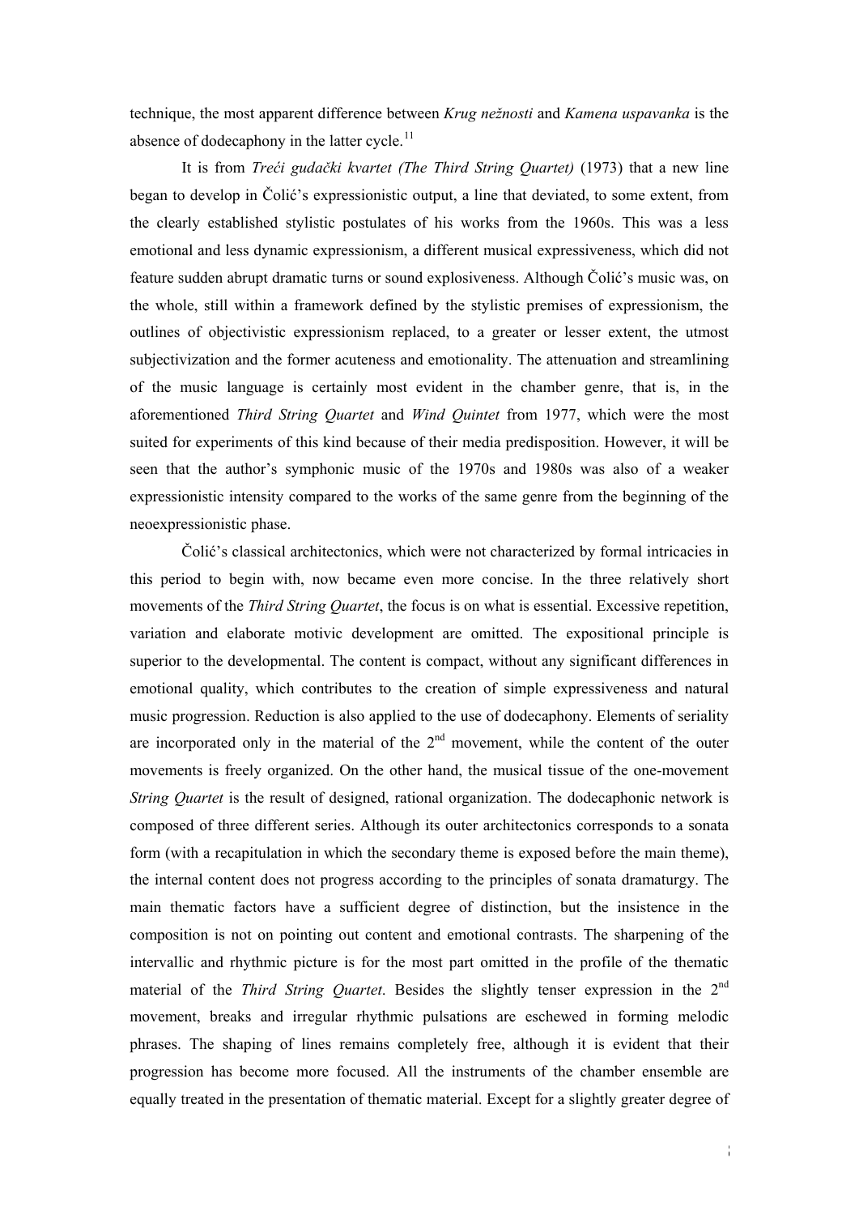technique, the most apparent difference between *Krug nežnosti* and *Kamena uspavanka* is the absence of dodecaphony in the latter cycle.[11]

It is from *Treći gudački kvartet (The Third String Quartet)* (1973) that a new line began to develop in Čolić's expressionistic output, a line that deviated, to some extent, from the clearly established stylistic postulates of his works from the 1960s. This was a less emotional and less dynamic expressionism, a different musical expressiveness, which did not feature sudden abrupt dramatic turns or sound explosiveness. Although Čolić's music was, on the whole, still within a framework defined by the stylistic premises of expressionism, the outlines of objectivistic expressionism replaced, to a greater or lesser extent, the utmost subjectivization and the former acuteness and emotionality. The attenuation and streamlining of the music language is certainly most evident in the chamber genre, that is, in the aforementioned *Third String Quartet* and *Wind Quintet* from 1977, which were the most suited for experiments of this kind because of their media predisposition. However, it will be seen that the author's symphonic music of the 1970s and 1980s was also of a weaker expressionistic intensity compared to the works of the same genre from the beginning of the neoexpressionistic phase.

Čolić's classical architectonics, which were not characterized by formal intricacies in this period to begin with, now became even more concise. In the three relatively short movements of the *Third String Quartet*, the focus is on what is essential. Excessive repetition, variation and elaborate motivic development are omitted. The expositional principle is superior to the developmental. The content is compact, without any significant differences in emotional quality, which contributes to the creation of simple expressiveness and natural music progression. Reduction is also applied to the use of dodecaphony. Elements of seriality are incorporated only in the material of the 2nd movement, while the content of the outer movements is freely organized. On the other hand, the musical tissue of the one-movement *String Quartet* is the result of designed, rational organization. The dodecaphonic network is composed of three different series. Although its outer architectonics corresponds to a sonata form (with a recapitulation in which the secondary theme is exposed before the main theme), the internal content does not progress according to the principles of sonata dramaturgy. The main thematic factors have a sufficient degree of distinction, but the insistence in the composition is not on pointing out content and emotional contrasts. The sharpening of the intervallic and rhythmic picture is for the most part omitted in the profile of the thematic material of the *Third String Quartet*. Besides the slightly tenser expression in the 2nd movement, breaks and irregular rhythmic pulsations are eschewed in forming melodic phrases. The shaping of lines remains completely free, although it is evident that their progression has become more focused. All the instruments of the chamber ensemble are equally treated in the presentation of thematic material. Except for a slightly greater degree of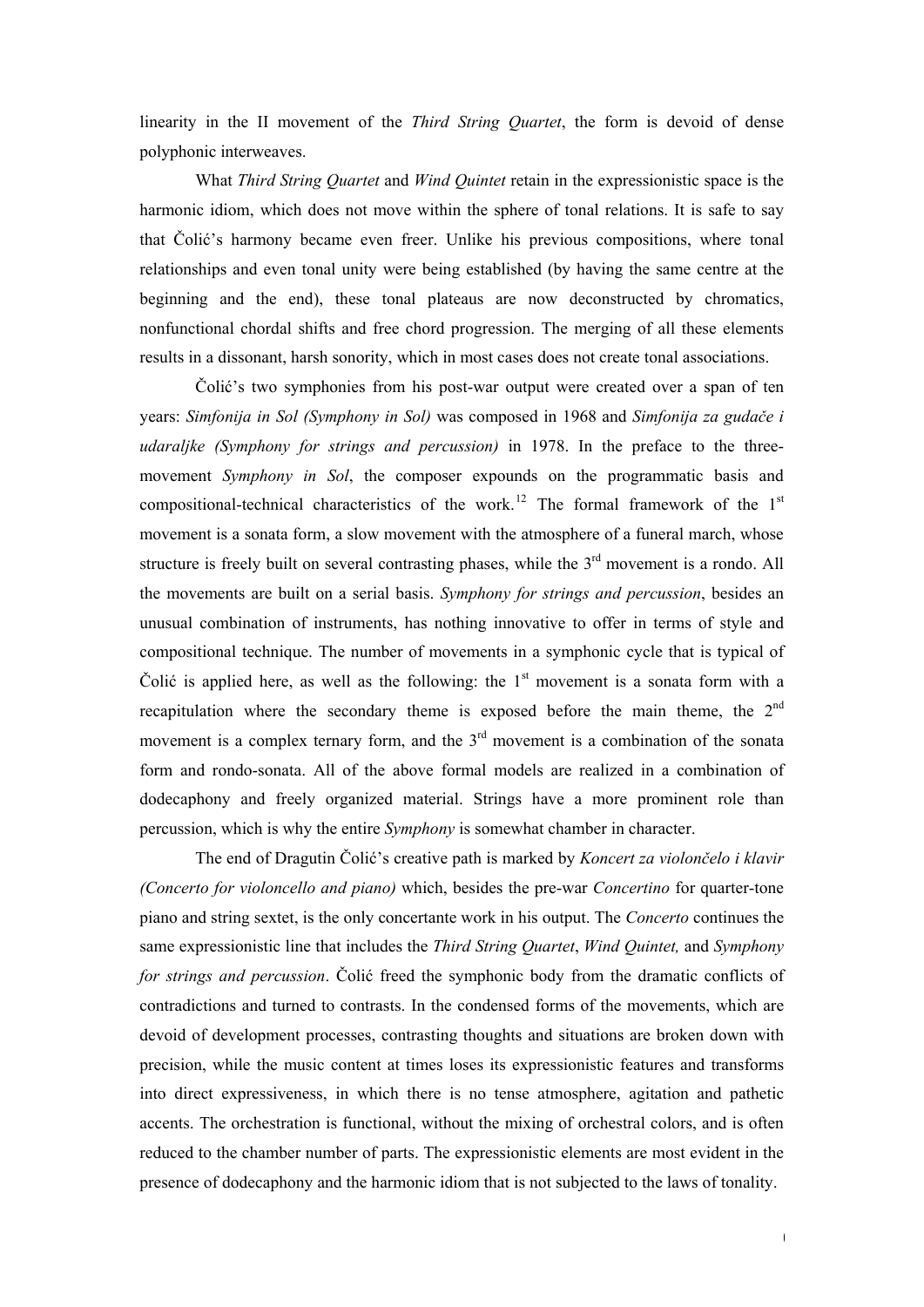linearity in the II movement of the *Third String Quartet*, the form is devoid of dense polyphonic interweaves.

What *Third String Quartet* and *Wind Quintet* retain in the expressionistic space is the harmonic idiom, which does not move within the sphere of tonal relations. It is safe to say that Čolić's harmony became even freer. Unlike his previous compositions, where tonal relationships and even tonal unity were being established (by having the same centre at the beginning and the end), these tonal plateaus are now deconstructed by chromatics, nonfunctional chordal shifts and free chord progression. The merging of all these elements results in a dissonant, harsh sonority, which in most cases does not create tonal associations.

Čolić's two symphonies from his post-war output were created over a span of ten years: *Simfonija in Sol (Symphony in Sol)* was composed in 1968 and *Simfonija za gudače i udaraljke (Symphony for strings and percussion)* in 1978. In the preface to the three-movement *Symphony in Sol*, the composer expounds on the programmatic basis and compositional-technical characteristics of the work.[12] The formal framework of the 1st movement is a sonata form, a slow movement with the atmosphere of a funeral march, whose structure is freely built on several contrasting phases, while the 3rd movement is a rondo. All the movements are built on a serial basis. *Symphony for strings and percussion*, besides an unusual combination of instruments, has nothing innovative to offer in terms of style and compositional technique. The number of movements in a symphonic cycle that is typical of Čolić is applied here, as well as the following: the 1st movement is a sonata form with a recapitulation where the secondary theme is exposed before the main theme, the 2nd movement is a complex ternary form, and the 3rd movement is a combination of the sonata form and rondo-sonata. All of the above formal models are realized in a combination of dodecaphony and freely organized material. Strings have a more prominent role than percussion, which is why the entire *Symphony* is somewhat chamber in character.

The end of Dragutin Čolić's creative path is marked by *Koncert za violončelo i klavir (Concerto for violoncello and piano)* which, besides the pre-war *Concertino* for quarter-tone piano and string sextet, is the only concertante work in his output. The *Concerto* continues the same expressionistic line that includes the *Third String Quartet*, *Wind Quintet,* and *Symphony for strings and percussion*. Čolić freed the symphonic body from the dramatic conflicts of contradictions and turned to contrasts. In the condensed forms of the movements, which are devoid of development processes, contrasting thoughts and situations are broken down with precision, while the music content at times loses its expressionistic features and transforms into direct expressiveness, in which there is no tense atmosphere, agitation and pathetic accents. The orchestration is functional, without the mixing of orchestral colors, and is often reduced to the chamber number of parts. The expressionistic elements are most evident in the presence of dodecaphony and the harmonic idiom that is not subjected to the laws of tonality.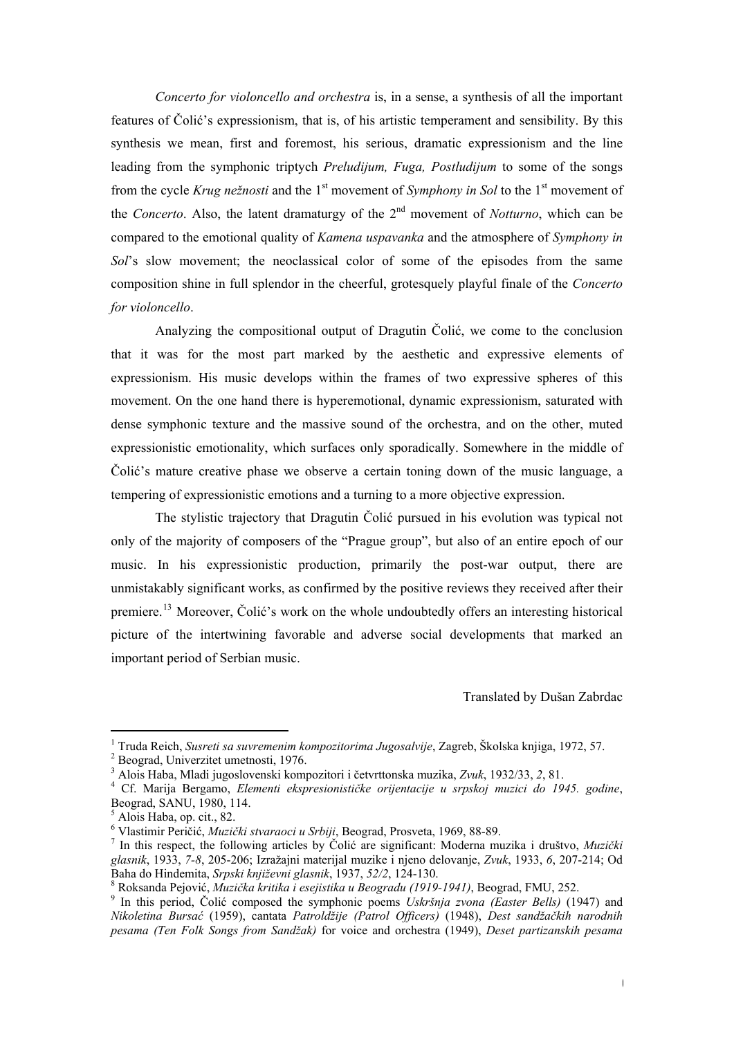*Concerto for violoncello and orchestra* is, in a sense, a synthesis of all the important features of Čolić's expressionism, that is, of his artistic temperament and sensibility. By this synthesis we mean, first and foremost, his serious, dramatic expressionism and the line leading from the symphonic triptych *Preludijum, Fuga, Postludijum* to some of the songs from the cycle *Krug nežnosti* and the 1st movement of *Symphony in Sol* to the 1st movement of the *Concerto*. Also, the latent dramaturgy of the 2nd movement of *Notturno*, which can be compared to the emotional quality of *Kamena uspavanka* and the atmosphere of *Symphony in Sol*'s slow movement; the neoclassical color of some of the episodes from the same composition shine in full splendor in the cheerful, grotesquely playful finale of the *Concerto for violoncello*.

Analyzing the compositional output of Dragutin Čolić, we come to the conclusion that it was for the most part marked by the aesthetic and expressive elements of expressionism. His music develops within the frames of two expressive spheres of this movement. On the one hand there is hyperemotional, dynamic expressionism, saturated with dense symphonic texture and the massive sound of the orchestra, and on the other, muted expressionistic emotionality, which surfaces only sporadically. Somewhere in the middle of Čolić's mature creative phase we observe a certain toning down of the music language, a tempering of expressionistic emotions and a turning to a more objective expression.

The stylistic trajectory that Dragutin Čolić pursued in his evolution was typical not only of the majority of composers of the "Prague group", but also of an entire epoch of our music. In his expressionistic production, primarily the post-war output, there are unmistakably significant works, as confirmed by the positive reviews they received after their premiere.[13] Moreover, Čolić's work on the whole undoubtedly offers an interesting historical picture of the intertwining favorable and adverse social developments that marked an important period of Serbian music.

Translated by Dušan Zabrdac

---

[1] Truda Reich, *Susreti sa suvremenim kompozitorima Jugosalvije*, Zagreb, Školska knjiga, 1972, 57.

[2] Beograd, Univerzitet umetnosti, 1976.

[3] Alois Haba, Mladi jugoslovenski kompozitori i četvrttonska muzika, *Zvuk*, 1932/33, *2*, 81.

[4] Cf. Marija Bergamo, *Elementi ekspresionističke orijentacije u srpskoj muzici do 1945. godine*, Beograd, SANU, 1980, 114.

[5] Alois Haba, op. cit., 82.

[6] Vlastimir Peričić, *Muzički stvaraoci u Srbiji*, Beograd, Prosveta, 1969, 88-89.

[7] In this respect, the following articles by Čolić are significant: Moderna muzika i društvo, *Muzički glasnik*, 1933, *7-8*, 205-206; Izražajni materijal muzike i njeno delovanje, *Zvuk*, 1933, *6*, 207-214; Od Baha do Hindemita, *Srpski književni glasnik*, 1937, *52/2*, 124-130.

[8] Roksanda Pejović, *Muzička kritika i esejistika u Beogradu (1919-1941)*, Beograd, FMU, 252.

[9] In this period, Čolić composed the symphonic poems *Uskršnja zvona (Easter Bells)* (1947) and *Nikoletina Bursać* (1959), cantata *Patroldžije (Patrol Officers)* (1948), *Dest sandžačkih narodnih pesama (Ten Folk Songs from Sandžak)* for voice and orchestra (1949), *Deset partizanskih pesama*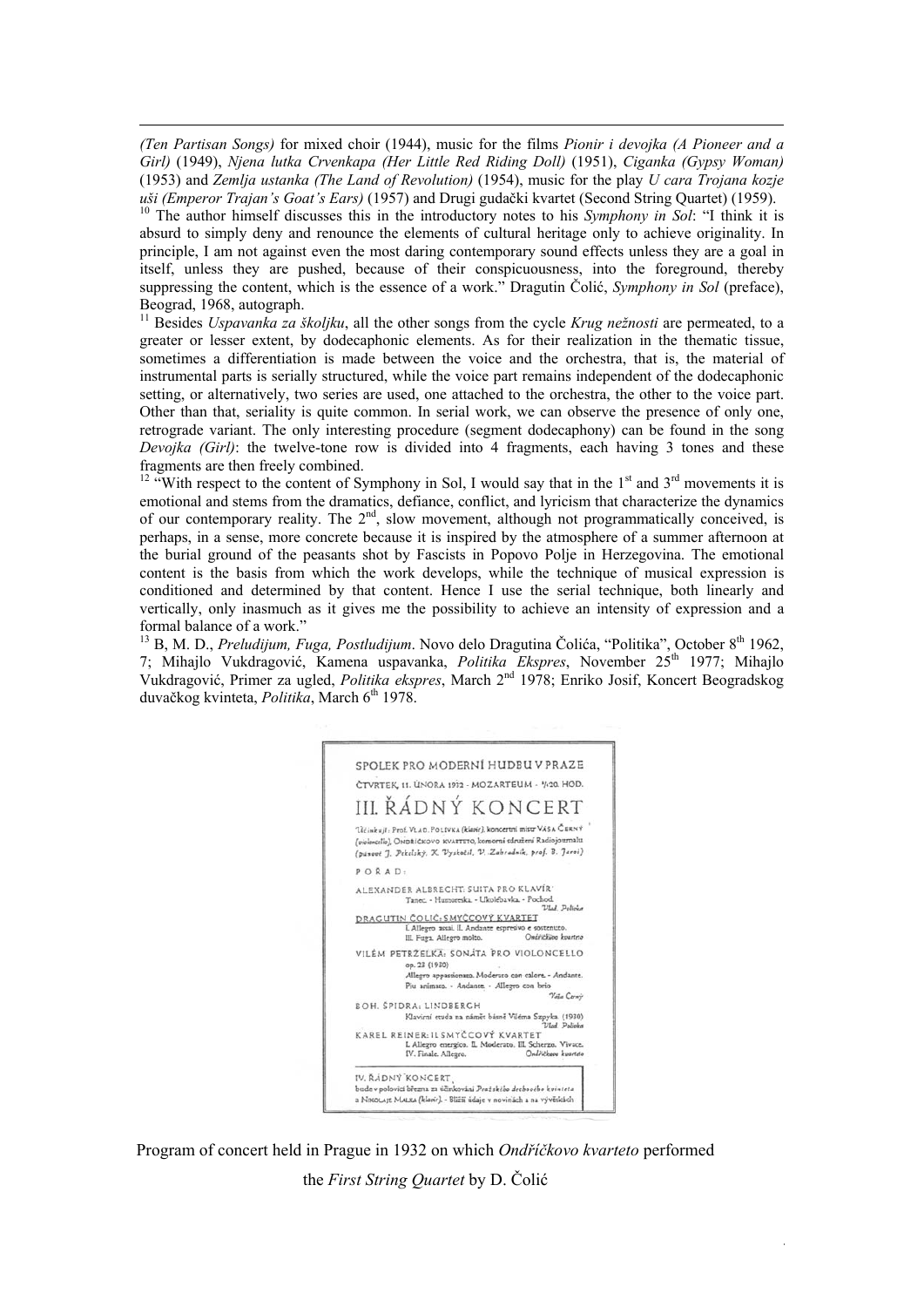*(Ten Partisan Songs)* for mixed choir (1944), music for the films *Pionir i devojka (A Pioneer and a Girl)* (1949), *Njena lutka Crvenkapa (Her Little Red Riding Doll)* (1951), *Ciganka (Gypsy Woman)* (1953) and *Zemlja ustanka (The Land of Revolution)* (1954), music for the play *U cara Trojana kozje uši (Emperor Trajan's Goat's Ears)* (1957) and Drugi gudački kvartet (Second String Quartet) (1959).

[10] The author himself discusses this in the introductory notes to his *Symphony in Sol*: "I think it is absurd to simply deny and renounce the elements of cultural heritage only to achieve originality. In principle, I am not against even the most daring contemporary sound effects unless they are a goal in itself, unless they are pushed, because of their conspicuousness, into the foreground, thereby suppressing the content, which is the essence of a work." Dragutin Čolić, *Symphony in Sol* (preface), Beograd, 1968, autograph.

[11] Besides *Uspavanka za školjku*, all the other songs from the cycle *Krug nežnosti* are permeated, to a greater or lesser extent, by dodecaphonic elements. As for their realization in the thematic tissue, sometimes a differentiation is made between the voice and the orchestra, that is, the material of instrumental parts is serially structured, while the voice part remains independent of the dodecaphonic setting, or alternatively, two series are used, one attached to the orchestra, the other to the voice part. Other than that, seriality is quite common. In serial work, we can observe the presence of only one, retrograde variant. The only interesting procedure (segment dodecaphony) can be found in the song *Devojka (Girl)*: the twelve-tone row is divided into 4 fragments, each having 3 tones and these fragments are then freely combined.

[12] "With respect to the content of Symphony in Sol, I would say that in the 1st and 3rd movements it is emotional and stems from the dramatics, defiance, conflict, and lyricism that characterize the dynamics of our contemporary reality. The 2nd, slow movement, although not programmatically conceived, is perhaps, in a sense, more concrete because it is inspired by the atmosphere of a summer afternoon at the burial ground of the peasants shot by Fascists in Popovo Polje in Herzegovina. The emotional content is the basis from which the work develops, while the technique of musical expression is conditioned and determined by that content. Hence I use the serial technique, both linearly and vertically, only inasmuch as it gives me the possibility to achieve an intensity of expression and a formal balance of a work."

[13] B, M. D., *Preludijum, Fuga, Postludijum*. Novo delo Dragutina Čolića, "Politika", October 8th 1962, 7; Mihajlo Vukdragović, Kamena uspavanka, *Politika Ekspres*, November 25th 1977; Mihajlo Vukdragović, Primer za ugled, *Politika ekspres*, March 2nd 1978; Enriko Josif, Koncert Beogradskog duvačkog kvinteta, *Politika*, March 6th 1978.

Program of concert held in Prague in 1932 on which *Ondříčkovo kvarteto* performed the *First String Quartet* by D. Čolić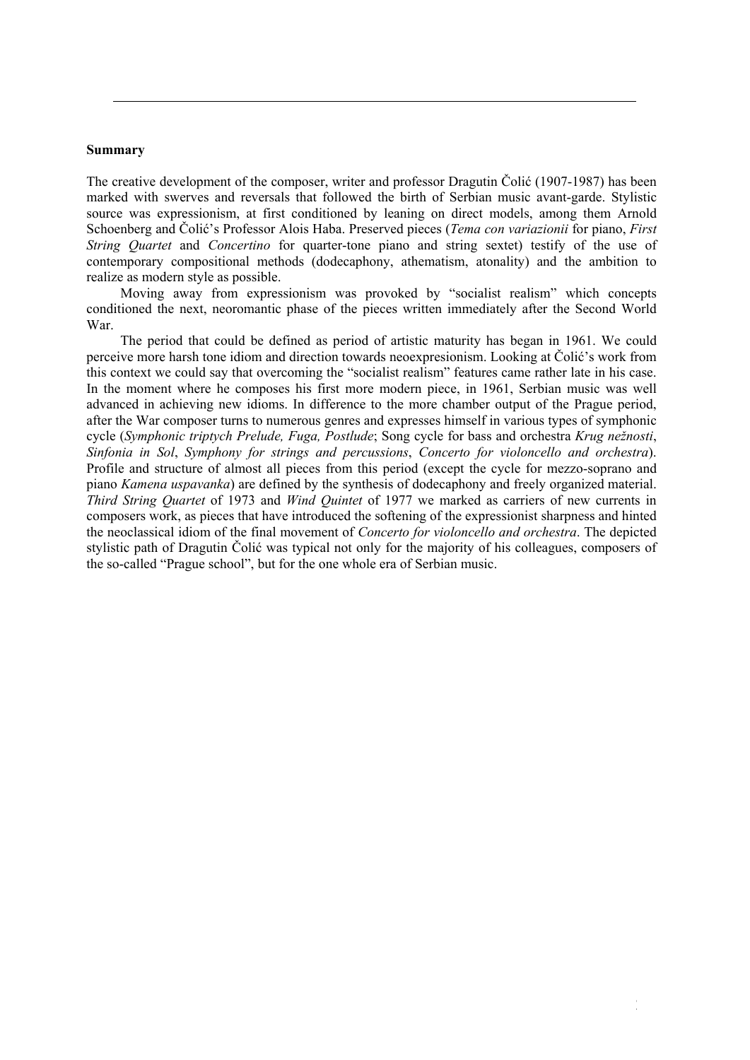**Summary**

The creative development of the composer, writer and professor Dragutin Čolić (1907-1987) has been marked with swerves and reversals that followed the birth of Serbian music avant-garde. Stylistic source was expressionism, at first conditioned by leaning on direct models, among them Arnold Schoenberg and Čolić's Professor Alois Haba. Preserved pieces (*Tema con variazionii* for piano, *First String Quartet* and *Concertino* for quarter-tone piano and string sextet) testify of the use of contemporary compositional methods (dodecaphony, athematism, atonality) and the ambition to realize as modern style as possible.

Moving away from expressionism was provoked by "socialist realism" which concepts conditioned the next, neoromantic phase of the pieces written immediately after the Second World War.

The period that could be defined as period of artistic maturity has began in 1961. We could perceive more harsh tone idiom and direction towards neoexpresionism. Looking at Čolić's work from this context we could say that overcoming the "socialist realism" features came rather late in his case. In the moment where he composes his first more modern piece, in 1961, Serbian music was well advanced in achieving new idioms. In difference to the more chamber output of the Prague period, after the War composer turns to numerous genres and expresses himself in various types of symphonic cycle (*Symphonic triptych Prelude, Fuga, Postlude*; Song cycle for bass and orchestra *Krug nežnosti*, *Sinfonia in Sol*, *Symphony for strings and percussions*, *Concerto for violoncello and orchestra*). Profile and structure of almost all pieces from this period (except the cycle for mezzo-soprano and piano *Kamena uspavanka*) are defined by the synthesis of dodecaphony and freely organized material. *Third String Quartet* of 1973 and *Wind Quintet* of 1977 we marked as carriers of new currents in composers work, as pieces that have introduced the softening of the expressionist sharpness and hinted the neoclassical idiom of the final movement of *Concerto for violoncello and orchestra*. The depicted stylistic path of Dragutin Čolić was typical not only for the majority of his colleagues, composers of the so-called "Prague school", but for the one whole era of Serbian music.